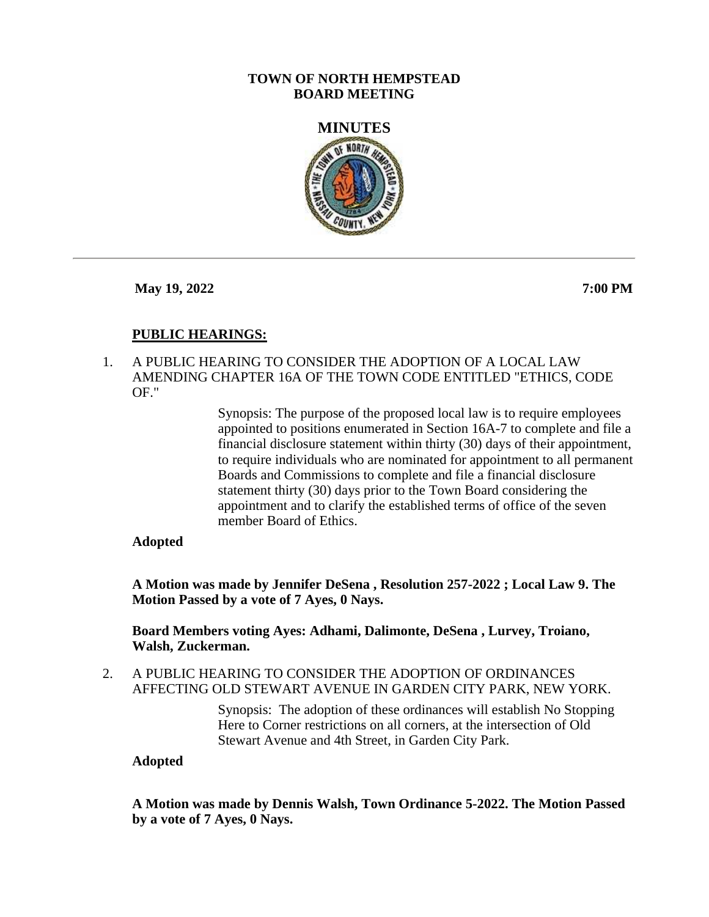**TOWN OF NORTH HEMPSTEAD**
**BOARD MEETING**

# MINUTES

**May 19, 2022** **7:00 PM**

## PUBLIC HEARINGS:

1. A PUBLIC HEARING TO CONSIDER THE ADOPTION OF A LOCAL LAW AMENDING CHAPTER 16A OF THE TOWN CODE ENTITLED "ETHICS, CODE OF."

   Synopsis: The purpose of the proposed local law is to require employees appointed to positions enumerated in Section 16A-7 to complete and file a financial disclosure statement within thirty (30) days of their appointment, to require individuals who are nominated for appointment to all permanent Boards and Commissions to complete and file a financial disclosure statement thirty (30) days prior to the Town Board considering the appointment and to clarify the established terms of office of the seven member Board of Ethics.

   **Adopted**

   **A Motion was made by Jennifer DeSena , Resolution 257-2022 ; Local Law 9. The Motion Passed by a vote of 7 Ayes, 0 Nays.**

   **Board Members voting Ayes: Adhami, Dalimonte, DeSena , Lurvey, Troiano, Walsh, Zuckerman.**

2. A PUBLIC HEARING TO CONSIDER THE ADOPTION OF ORDINANCES AFFECTING OLD STEWART AVENUE IN GARDEN CITY PARK, NEW YORK.

   Synopsis: The adoption of these ordinances will establish No Stopping Here to Corner restrictions on all corners, at the intersection of Old Stewart Avenue and 4th Street, in Garden City Park.

   **Adopted**

   **A Motion was made by Dennis Walsh, Town Ordinance 5-2022. The Motion Passed by a vote of 7 Ayes, 0 Nays.**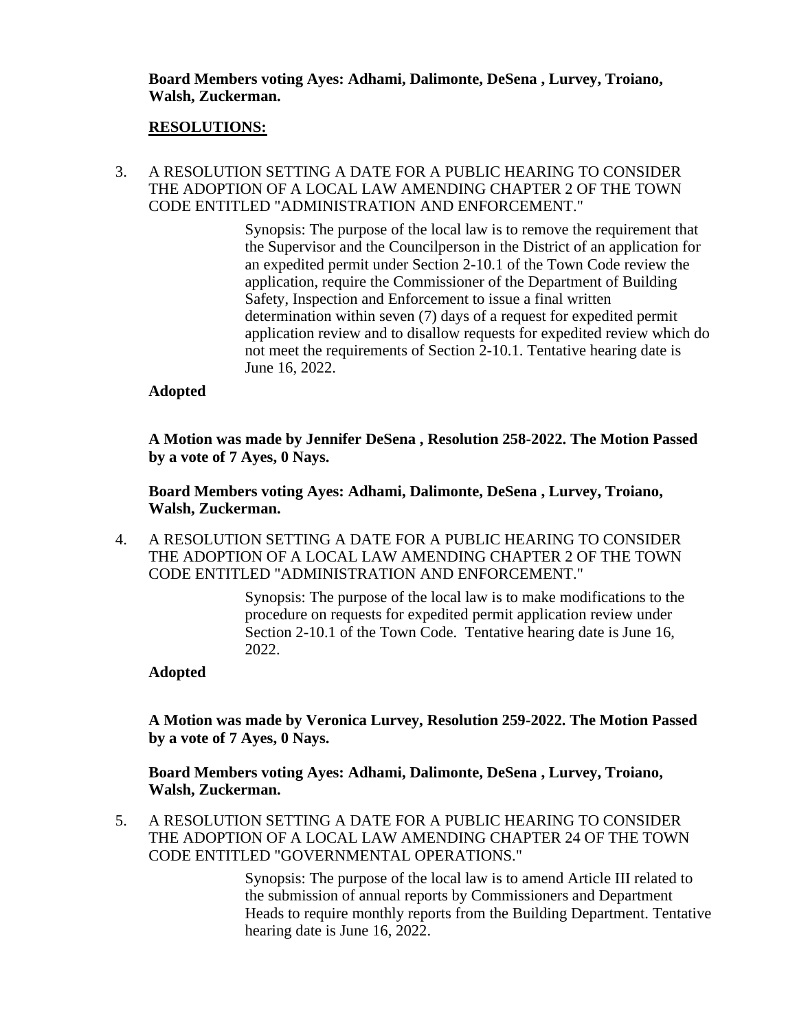**Board Members voting Ayes: Adhami, Dalimonte, DeSena , Lurvey, Troiano, Walsh, Zuckerman.**

## RESOLUTIONS:

3. A RESOLUTION SETTING A DATE FOR A PUBLIC HEARING TO CONSIDER THE ADOPTION OF A LOCAL LAW AMENDING CHAPTER 2 OF THE TOWN CODE ENTITLED "ADMINISTRATION AND ENFORCEMENT."

   Synopsis: The purpose of the local law is to remove the requirement that the Supervisor and the Councilperson in the District of an application for an expedited permit under Section 2-10.1 of the Town Code review the application, require the Commissioner of the Department of Building Safety, Inspection and Enforcement to issue a final written determination within seven (7) days of a request for expedited permit application review and to disallow requests for expedited review which do not meet the requirements of Section 2-10.1. Tentative hearing date is June 16, 2022.

   **Adopted**

   **A Motion was made by Jennifer DeSena , Resolution 258-2022. The Motion Passed by a vote of 7 Ayes, 0 Nays.**

   **Board Members voting Ayes: Adhami, Dalimonte, DeSena , Lurvey, Troiano, Walsh, Zuckerman.**

4. A RESOLUTION SETTING A DATE FOR A PUBLIC HEARING TO CONSIDER THE ADOPTION OF A LOCAL LAW AMENDING CHAPTER 2 OF THE TOWN CODE ENTITLED "ADMINISTRATION AND ENFORCEMENT."

   Synopsis: The purpose of the local law is to make modifications to the procedure on requests for expedited permit application review under Section 2-10.1 of the Town Code. Tentative hearing date is June 16, 2022.

   **Adopted**

   **A Motion was made by Veronica Lurvey, Resolution 259-2022. The Motion Passed by a vote of 7 Ayes, 0 Nays.**

   **Board Members voting Ayes: Adhami, Dalimonte, DeSena , Lurvey, Troiano, Walsh, Zuckerman.**

5. A RESOLUTION SETTING A DATE FOR A PUBLIC HEARING TO CONSIDER THE ADOPTION OF A LOCAL LAW AMENDING CHAPTER 24 OF THE TOWN CODE ENTITLED "GOVERNMENTAL OPERATIONS."

   Synopsis: The purpose of the local law is to amend Article III related to the submission of annual reports by Commissioners and Department Heads to require monthly reports from the Building Department. Tentative hearing date is June 16, 2022.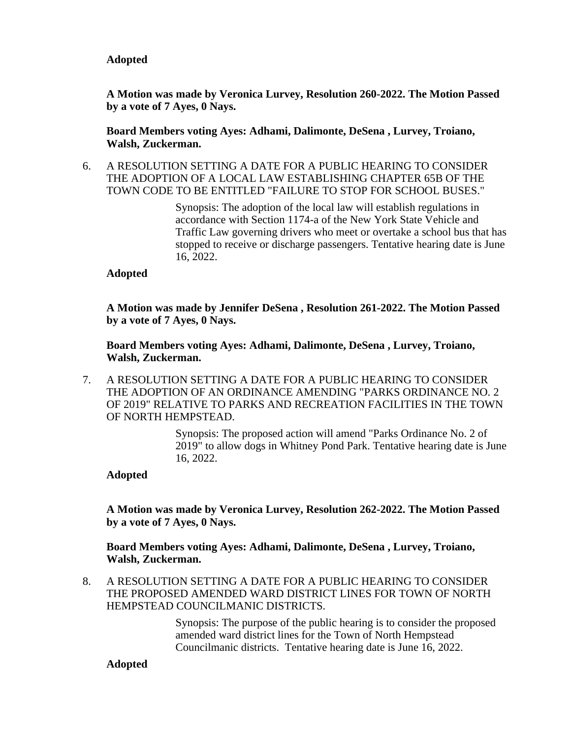**Adopted**

**A Motion was made by Veronica Lurvey, Resolution 260-2022. The Motion Passed by a vote of 7 Ayes, 0 Nays.**

**Board Members voting Ayes: Adhami, Dalimonte, DeSena , Lurvey, Troiano, Walsh, Zuckerman.**

6. A RESOLUTION SETTING A DATE FOR A PUBLIC HEARING TO CONSIDER THE ADOPTION OF A LOCAL LAW ESTABLISHING CHAPTER 65B OF THE TOWN CODE TO BE ENTITLED "FAILURE TO STOP FOR SCHOOL BUSES."

   Synopsis: The adoption of the local law will establish regulations in accordance with Section 1174-a of the New York State Vehicle and Traffic Law governing drivers who meet or overtake a school bus that has stopped to receive or discharge passengers. Tentative hearing date is June 16, 2022.

**Adopted**

**A Motion was made by Jennifer DeSena , Resolution 261-2022. The Motion Passed by a vote of 7 Ayes, 0 Nays.**

**Board Members voting Ayes: Adhami, Dalimonte, DeSena , Lurvey, Troiano, Walsh, Zuckerman.**

7. A RESOLUTION SETTING A DATE FOR A PUBLIC HEARING TO CONSIDER THE ADOPTION OF AN ORDINANCE AMENDING "PARKS ORDINANCE NO. 2 OF 2019" RELATIVE TO PARKS AND RECREATION FACILITIES IN THE TOWN OF NORTH HEMPSTEAD.

   Synopsis: The proposed action will amend "Parks Ordinance No. 2 of 2019" to allow dogs in Whitney Pond Park. Tentative hearing date is June 16, 2022.

**Adopted**

**A Motion was made by Veronica Lurvey, Resolution 262-2022. The Motion Passed by a vote of 7 Ayes, 0 Nays.**

**Board Members voting Ayes: Adhami, Dalimonte, DeSena , Lurvey, Troiano, Walsh, Zuckerman.**

8. A RESOLUTION SETTING A DATE FOR A PUBLIC HEARING TO CONSIDER THE PROPOSED AMENDED WARD DISTRICT LINES FOR TOWN OF NORTH HEMPSTEAD COUNCILMANIC DISTRICTS.

   Synopsis: The purpose of the public hearing is to consider the proposed amended ward district lines for the Town of North Hempstead Councilmanic districts. Tentative hearing date is June 16, 2022.

**Adopted**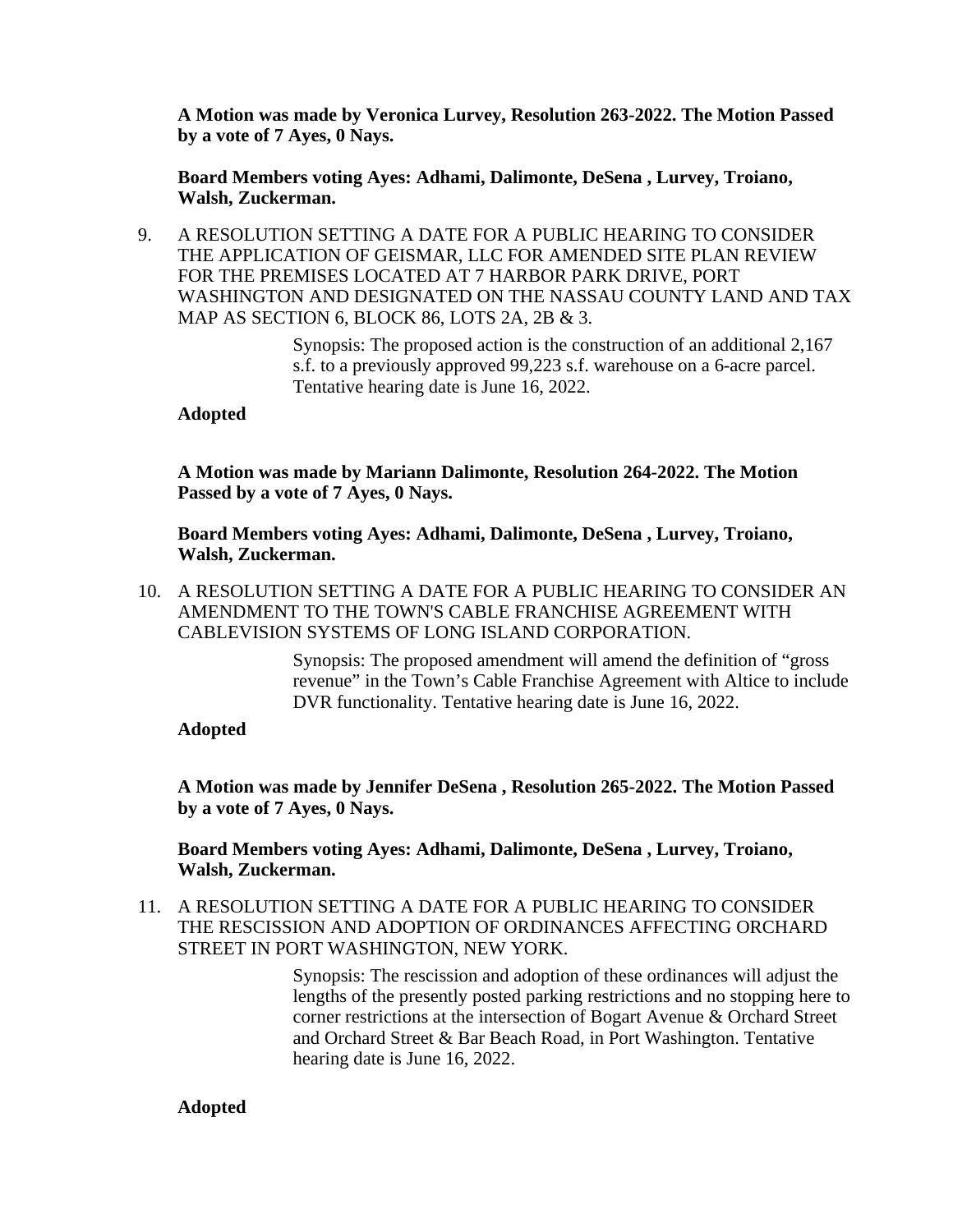**A Motion was made by Veronica Lurvey, Resolution 263-2022. The Motion Passed by a vote of 7 Ayes, 0 Nays.**

**Board Members voting Ayes: Adhami, Dalimonte, DeSena , Lurvey, Troiano, Walsh, Zuckerman.**

9. A RESOLUTION SETTING A DATE FOR A PUBLIC HEARING TO CONSIDER THE APPLICATION OF GEISMAR, LLC FOR AMENDED SITE PLAN REVIEW FOR THE PREMISES LOCATED AT 7 HARBOR PARK DRIVE, PORT WASHINGTON AND DESIGNATED ON THE NASSAU COUNTY LAND AND TAX MAP AS SECTION 6, BLOCK 86, LOTS 2A, 2B & 3.

   Synopsis: The proposed action is the construction of an additional 2,167 s.f. to a previously approved 99,223 s.f. warehouse on a 6-acre parcel. Tentative hearing date is June 16, 2022.

   **Adopted**

   **A Motion was made by Mariann Dalimonte, Resolution 264-2022. The Motion Passed by a vote of 7 Ayes, 0 Nays.**

   **Board Members voting Ayes: Adhami, Dalimonte, DeSena , Lurvey, Troiano, Walsh, Zuckerman.**

10. A RESOLUTION SETTING A DATE FOR A PUBLIC HEARING TO CONSIDER AN AMENDMENT TO THE TOWN'S CABLE FRANCHISE AGREEMENT WITH CABLEVISION SYSTEMS OF LONG ISLAND CORPORATION.

    Synopsis: The proposed amendment will amend the definition of "gross revenue" in the Town's Cable Franchise Agreement with Altice to include DVR functionality. Tentative hearing date is June 16, 2022.

    **Adopted**

    **A Motion was made by Jennifer DeSena , Resolution 265-2022. The Motion Passed by a vote of 7 Ayes, 0 Nays.**

    **Board Members voting Ayes: Adhami, Dalimonte, DeSena , Lurvey, Troiano, Walsh, Zuckerman.**

11. A RESOLUTION SETTING A DATE FOR A PUBLIC HEARING TO CONSIDER THE RESCISSION AND ADOPTION OF ORDINANCES AFFECTING ORCHARD STREET IN PORT WASHINGTON, NEW YORK.

    Synopsis: The rescission and adoption of these ordinances will adjust the lengths of the presently posted parking restrictions and no stopping here to corner restrictions at the intersection of Bogart Avenue & Orchard Street and Orchard Street & Bar Beach Road, in Port Washington. Tentative hearing date is June 16, 2022.

    **Adopted**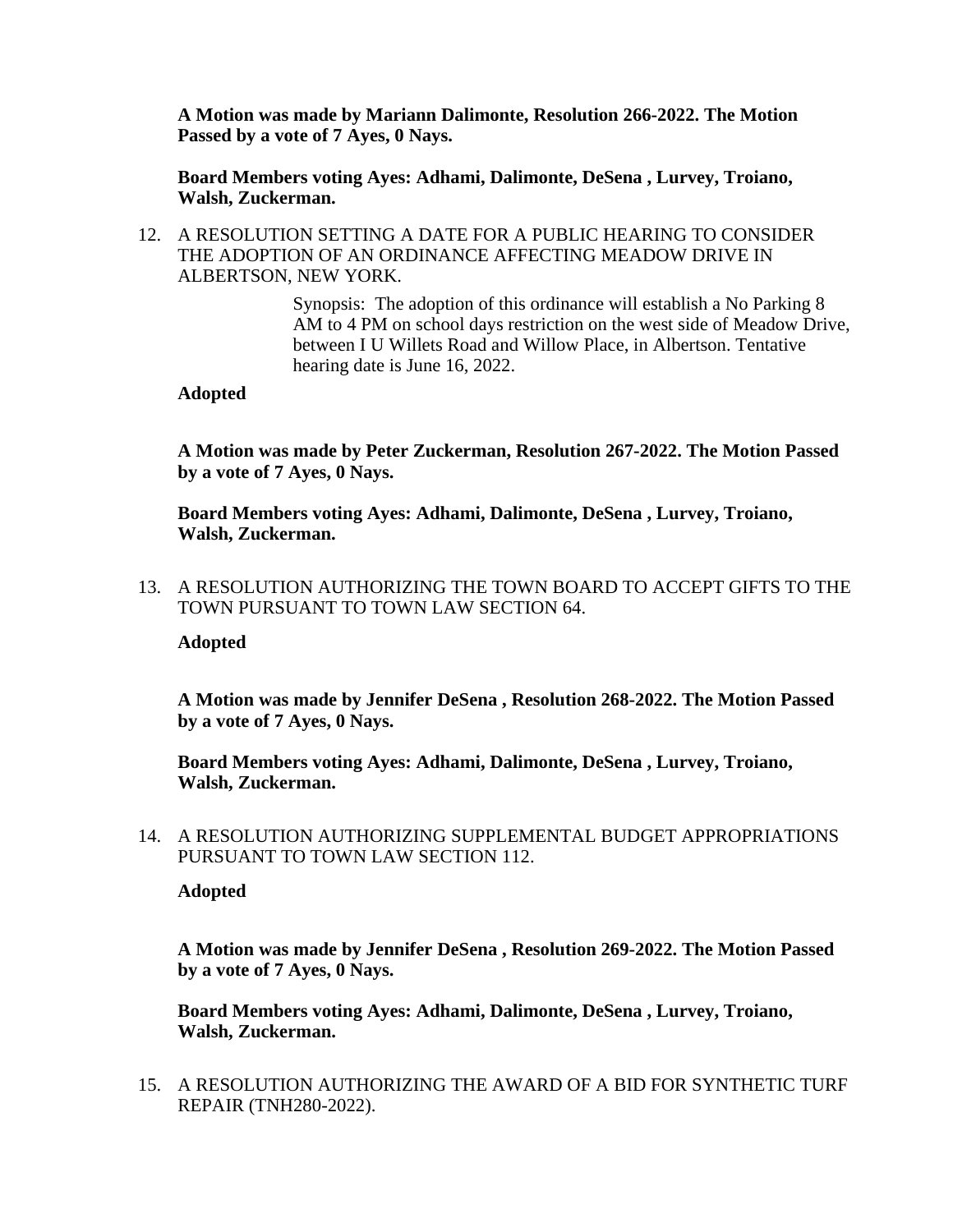**A Motion was made by Mariann Dalimonte, Resolution 266-2022. The Motion Passed by a vote of 7 Ayes, 0 Nays.**

**Board Members voting Ayes: Adhami, Dalimonte, DeSena , Lurvey, Troiano, Walsh, Zuckerman.**

12. A RESOLUTION SETTING A DATE FOR A PUBLIC HEARING TO CONSIDER THE ADOPTION OF AN ORDINANCE AFFECTING MEADOW DRIVE IN ALBERTSON, NEW YORK.

    Synopsis: The adoption of this ordinance will establish a No Parking 8 AM to 4 PM on school days restriction on the west side of Meadow Drive, between I U Willets Road and Willow Place, in Albertson. Tentative hearing date is June 16, 2022.

    **Adopted**

    **A Motion was made by Peter Zuckerman, Resolution 267-2022. The Motion Passed by a vote of 7 Ayes, 0 Nays.**

    **Board Members voting Ayes: Adhami, Dalimonte, DeSena , Lurvey, Troiano, Walsh, Zuckerman.**

13. A RESOLUTION AUTHORIZING THE TOWN BOARD TO ACCEPT GIFTS TO THE TOWN PURSUANT TO TOWN LAW SECTION 64.

    **Adopted**

    **A Motion was made by Jennifer DeSena , Resolution 268-2022. The Motion Passed by a vote of 7 Ayes, 0 Nays.**

    **Board Members voting Ayes: Adhami, Dalimonte, DeSena , Lurvey, Troiano, Walsh, Zuckerman.**

14. A RESOLUTION AUTHORIZING SUPPLEMENTAL BUDGET APPROPRIATIONS PURSUANT TO TOWN LAW SECTION 112.

    **Adopted**

    **A Motion was made by Jennifer DeSena , Resolution 269-2022. The Motion Passed by a vote of 7 Ayes, 0 Nays.**

    **Board Members voting Ayes: Adhami, Dalimonte, DeSena , Lurvey, Troiano, Walsh, Zuckerman.**

15. A RESOLUTION AUTHORIZING THE AWARD OF A BID FOR SYNTHETIC TURF REPAIR (TNH280-2022).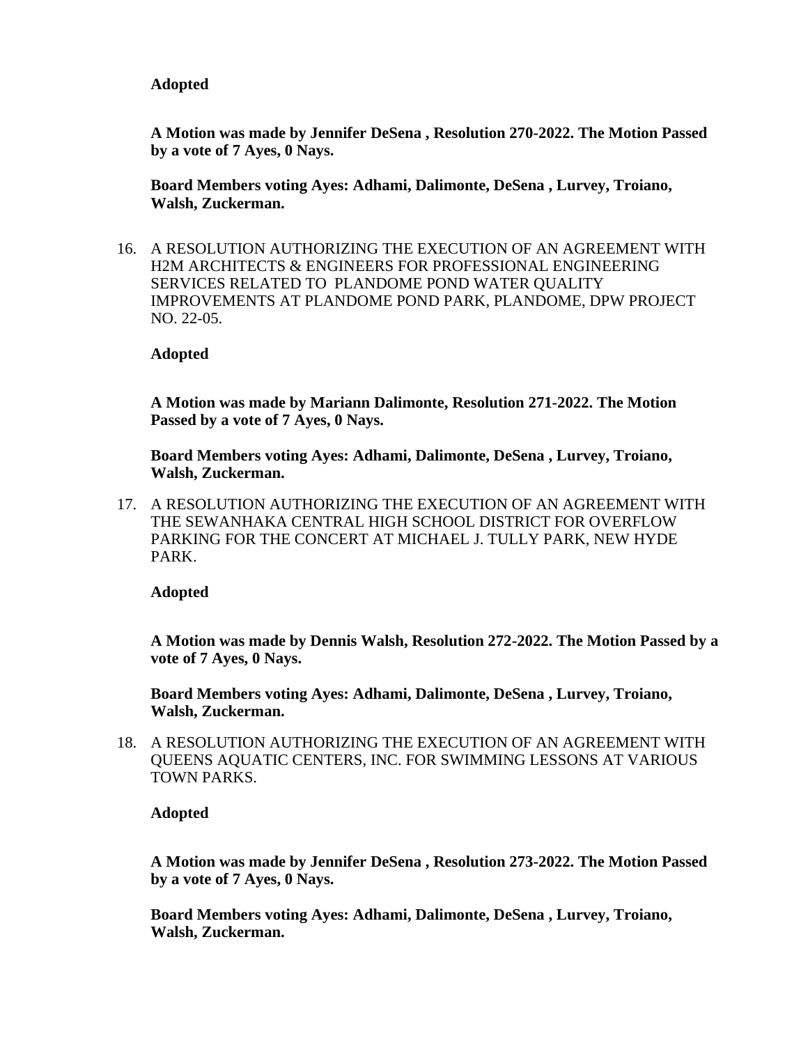**Adopted**

**A Motion was made by Jennifer DeSena , Resolution 270-2022. The Motion Passed by a vote of 7 Ayes, 0 Nays.**

**Board Members voting Ayes: Adhami, Dalimonte, DeSena , Lurvey, Troiano, Walsh, Zuckerman.**

16. A RESOLUTION AUTHORIZING THE EXECUTION OF AN AGREEMENT WITH H2M ARCHITECTS & ENGINEERS FOR PROFESSIONAL ENGINEERING SERVICES RELATED TO PLANDOME POND WATER QUALITY IMPROVEMENTS AT PLANDOME POND PARK, PLANDOME, DPW PROJECT NO. 22-05.

    **Adopted**

    **A Motion was made by Mariann Dalimonte, Resolution 271-2022. The Motion Passed by a vote of 7 Ayes, 0 Nays.**

    **Board Members voting Ayes: Adhami, Dalimonte, DeSena , Lurvey, Troiano, Walsh, Zuckerman.**

17. A RESOLUTION AUTHORIZING THE EXECUTION OF AN AGREEMENT WITH THE SEWANHAKA CENTRAL HIGH SCHOOL DISTRICT FOR OVERFLOW PARKING FOR THE CONCERT AT MICHAEL J. TULLY PARK, NEW HYDE PARK.

    **Adopted**

    **A Motion was made by Dennis Walsh, Resolution 272-2022. The Motion Passed by a vote of 7 Ayes, 0 Nays.**

    **Board Members voting Ayes: Adhami, Dalimonte, DeSena , Lurvey, Troiano, Walsh, Zuckerman.**

18. A RESOLUTION AUTHORIZING THE EXECUTION OF AN AGREEMENT WITH QUEENS AQUATIC CENTERS, INC. FOR SWIMMING LESSONS AT VARIOUS TOWN PARKS.

    **Adopted**

    **A Motion was made by Jennifer DeSena , Resolution 273-2022. The Motion Passed by a vote of 7 Ayes, 0 Nays.**

    **Board Members voting Ayes: Adhami, Dalimonte, DeSena , Lurvey, Troiano, Walsh, Zuckerman.**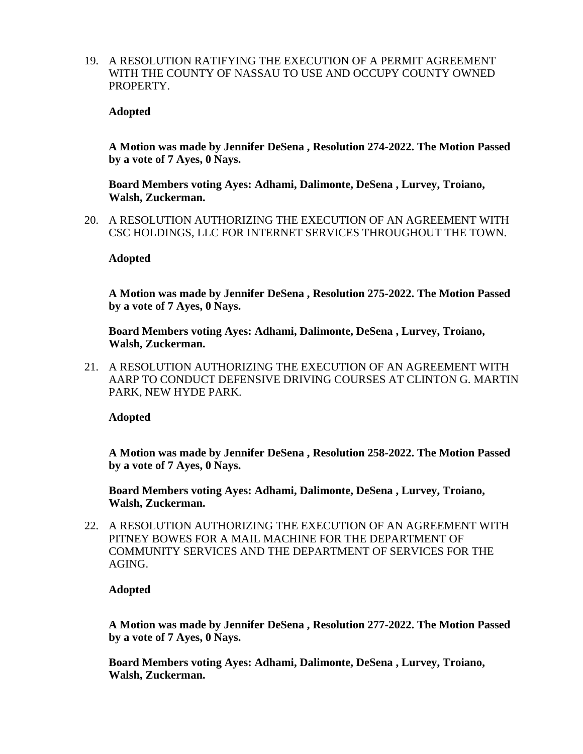19. A RESOLUTION RATIFYING THE EXECUTION OF A PERMIT AGREEMENT WITH THE COUNTY OF NASSAU TO USE AND OCCUPY COUNTY OWNED PROPERTY.

    **Adopted**

    **A Motion was made by Jennifer DeSena , Resolution 274-2022. The Motion Passed by a vote of 7 Ayes, 0 Nays.**

    **Board Members voting Ayes: Adhami, Dalimonte, DeSena , Lurvey, Troiano, Walsh, Zuckerman.**

20. A RESOLUTION AUTHORIZING THE EXECUTION OF AN AGREEMENT WITH CSC HOLDINGS, LLC FOR INTERNET SERVICES THROUGHOUT THE TOWN.

    **Adopted**

    **A Motion was made by Jennifer DeSena , Resolution 275-2022. The Motion Passed by a vote of 7 Ayes, 0 Nays.**

    **Board Members voting Ayes: Adhami, Dalimonte, DeSena , Lurvey, Troiano, Walsh, Zuckerman.**

21. A RESOLUTION AUTHORIZING THE EXECUTION OF AN AGREEMENT WITH AARP TO CONDUCT DEFENSIVE DRIVING COURSES AT CLINTON G. MARTIN PARK, NEW HYDE PARK.

    **Adopted**

    **A Motion was made by Jennifer DeSena , Resolution 258-2022. The Motion Passed by a vote of 7 Ayes, 0 Nays.**

    **Board Members voting Ayes: Adhami, Dalimonte, DeSena , Lurvey, Troiano, Walsh, Zuckerman.**

22. A RESOLUTION AUTHORIZING THE EXECUTION OF AN AGREEMENT WITH PITNEY BOWES FOR A MAIL MACHINE FOR THE DEPARTMENT OF COMMUNITY SERVICES AND THE DEPARTMENT OF SERVICES FOR THE AGING.

    **Adopted**

    **A Motion was made by Jennifer DeSena , Resolution 277-2022. The Motion Passed by a vote of 7 Ayes, 0 Nays.**

    **Board Members voting Ayes: Adhami, Dalimonte, DeSena , Lurvey, Troiano, Walsh, Zuckerman.**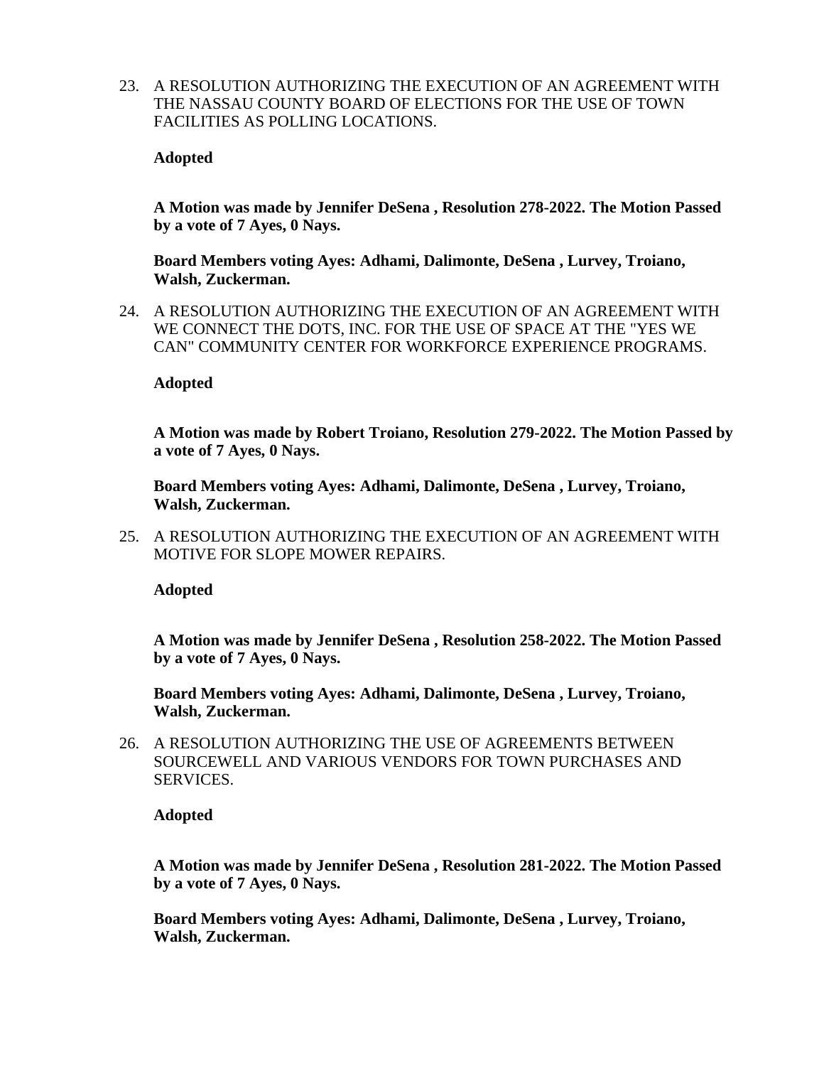23. A RESOLUTION AUTHORIZING THE EXECUTION OF AN AGREEMENT WITH THE NASSAU COUNTY BOARD OF ELECTIONS FOR THE USE OF TOWN FACILITIES AS POLLING LOCATIONS.

    **Adopted**

    **A Motion was made by Jennifer DeSena , Resolution 278-2022. The Motion Passed by a vote of 7 Ayes, 0 Nays.**

    **Board Members voting Ayes: Adhami, Dalimonte, DeSena , Lurvey, Troiano, Walsh, Zuckerman.**

24. A RESOLUTION AUTHORIZING THE EXECUTION OF AN AGREEMENT WITH WE CONNECT THE DOTS, INC. FOR THE USE OF SPACE AT THE "YES WE CAN" COMMUNITY CENTER FOR WORKFORCE EXPERIENCE PROGRAMS.

    **Adopted**

    **A Motion was made by Robert Troiano, Resolution 279-2022. The Motion Passed by a vote of 7 Ayes, 0 Nays.**

    **Board Members voting Ayes: Adhami, Dalimonte, DeSena , Lurvey, Troiano, Walsh, Zuckerman.**

25. A RESOLUTION AUTHORIZING THE EXECUTION OF AN AGREEMENT WITH MOTIVE FOR SLOPE MOWER REPAIRS.

    **Adopted**

    **A Motion was made by Jennifer DeSena , Resolution 258-2022. The Motion Passed by a vote of 7 Ayes, 0 Nays.**

    **Board Members voting Ayes: Adhami, Dalimonte, DeSena , Lurvey, Troiano, Walsh, Zuckerman.**

26. A RESOLUTION AUTHORIZING THE USE OF AGREEMENTS BETWEEN SOURCEWELL AND VARIOUS VENDORS FOR TOWN PURCHASES AND SERVICES.

    **Adopted**

    **A Motion was made by Jennifer DeSena , Resolution 281-2022. The Motion Passed by a vote of 7 Ayes, 0 Nays.**

    **Board Members voting Ayes: Adhami, Dalimonte, DeSena , Lurvey, Troiano, Walsh, Zuckerman.**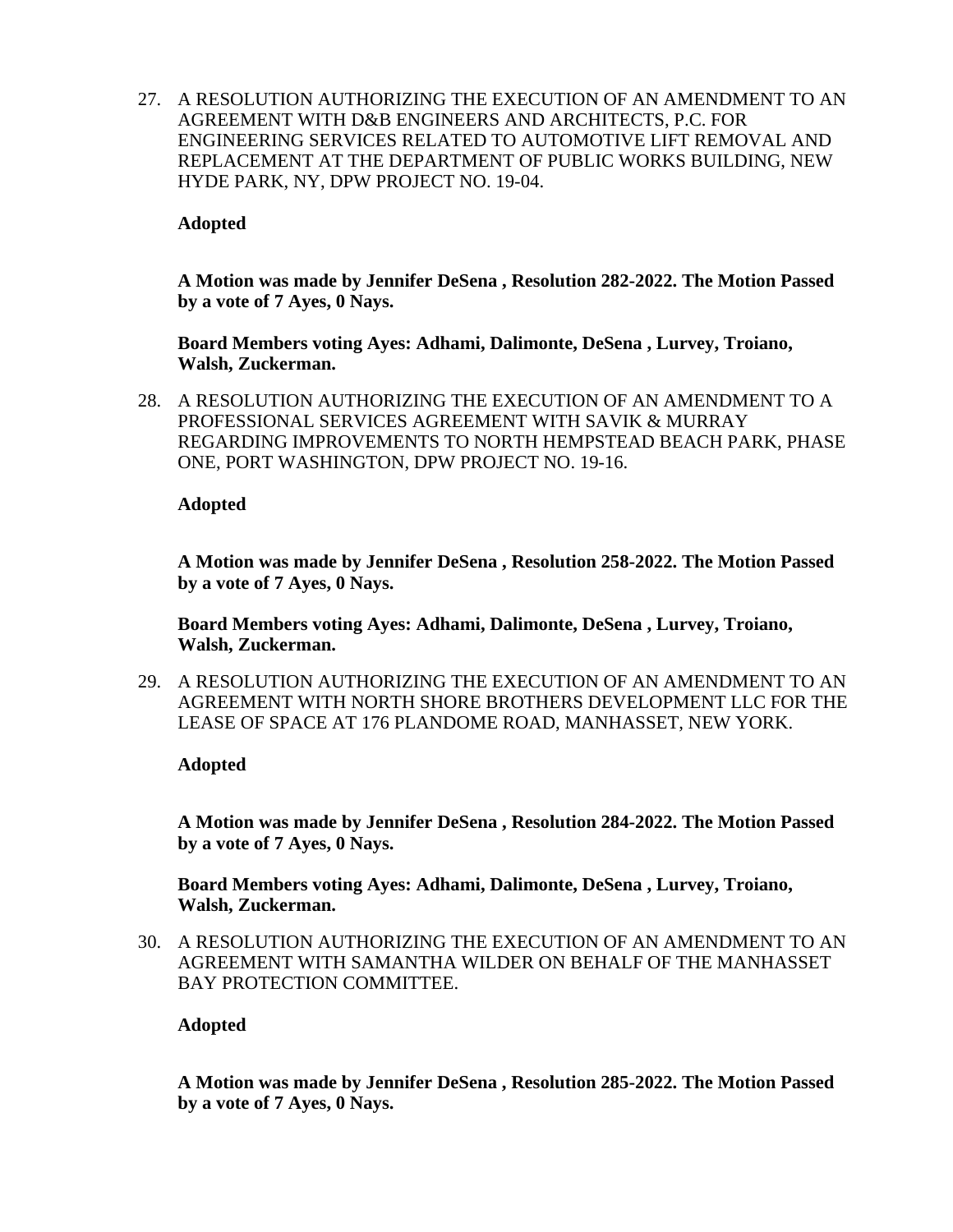27. A RESOLUTION AUTHORIZING THE EXECUTION OF AN AMENDMENT TO AN AGREEMENT WITH D&B ENGINEERS AND ARCHITECTS, P.C. FOR ENGINEERING SERVICES RELATED TO AUTOMOTIVE LIFT REMOVAL AND REPLACEMENT AT THE DEPARTMENT OF PUBLIC WORKS BUILDING, NEW HYDE PARK, NY, DPW PROJECT NO. 19-04.

    **Adopted**

    **A Motion was made by Jennifer DeSena , Resolution 282-2022. The Motion Passed by a vote of 7 Ayes, 0 Nays.**

    **Board Members voting Ayes: Adhami, Dalimonte, DeSena , Lurvey, Troiano, Walsh, Zuckerman.**

28. A RESOLUTION AUTHORIZING THE EXECUTION OF AN AMENDMENT TO A PROFESSIONAL SERVICES AGREEMENT WITH SAVIK & MURRAY REGARDING IMPROVEMENTS TO NORTH HEMPSTEAD BEACH PARK, PHASE ONE, PORT WASHINGTON, DPW PROJECT NO. 19-16.

    **Adopted**

    **A Motion was made by Jennifer DeSena , Resolution 258-2022. The Motion Passed by a vote of 7 Ayes, 0 Nays.**

    **Board Members voting Ayes: Adhami, Dalimonte, DeSena , Lurvey, Troiano, Walsh, Zuckerman.**

29. A RESOLUTION AUTHORIZING THE EXECUTION OF AN AMENDMENT TO AN AGREEMENT WITH NORTH SHORE BROTHERS DEVELOPMENT LLC FOR THE LEASE OF SPACE AT 176 PLANDOME ROAD, MANHASSET, NEW YORK.

    **Adopted**

    **A Motion was made by Jennifer DeSena , Resolution 284-2022. The Motion Passed by a vote of 7 Ayes, 0 Nays.**

    **Board Members voting Ayes: Adhami, Dalimonte, DeSena , Lurvey, Troiano, Walsh, Zuckerman.**

30. A RESOLUTION AUTHORIZING THE EXECUTION OF AN AMENDMENT TO AN AGREEMENT WITH SAMANTHA WILDER ON BEHALF OF THE MANHASSET BAY PROTECTION COMMITTEE.

    **Adopted**

    **A Motion was made by Jennifer DeSena , Resolution 285-2022. The Motion Passed by a vote of 7 Ayes, 0 Nays.**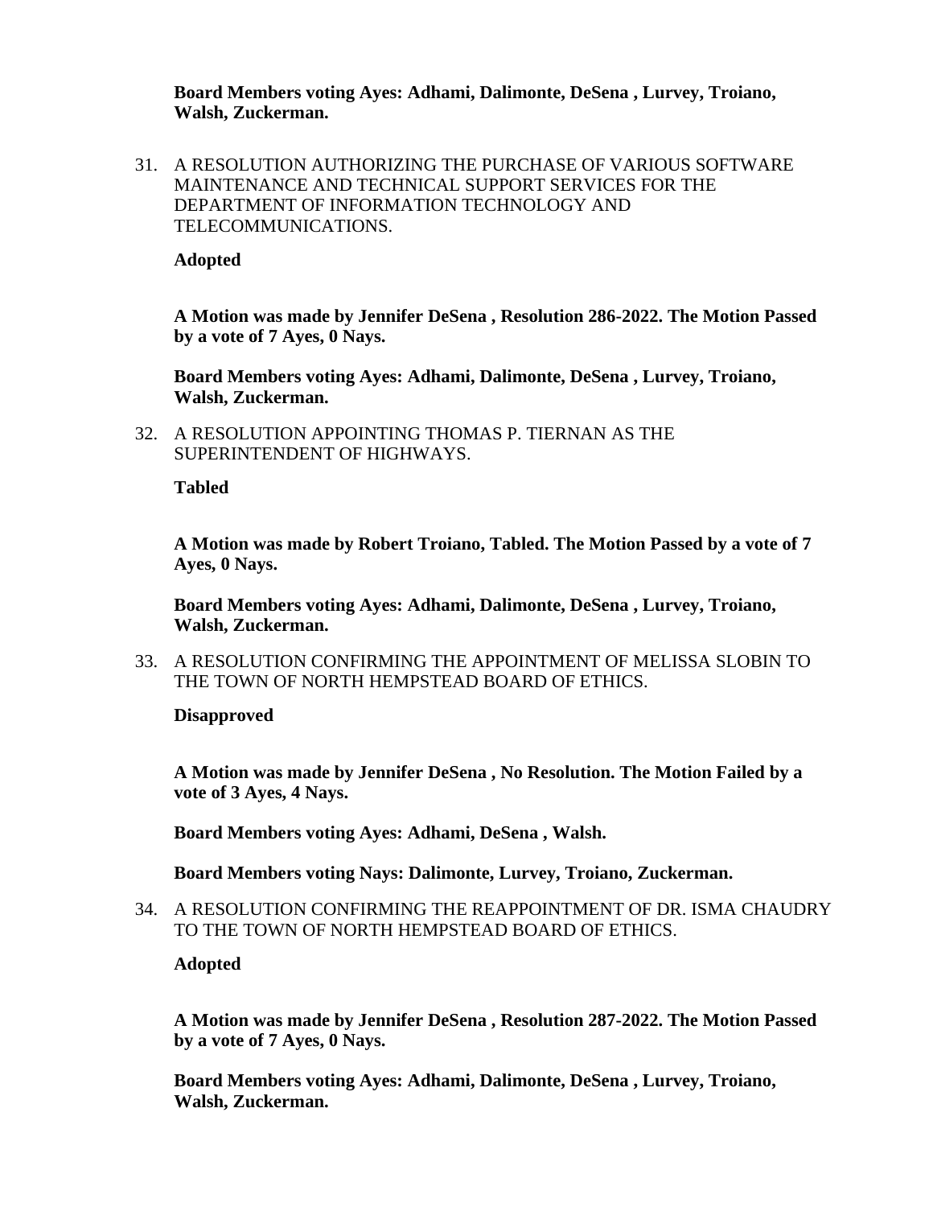**Board Members voting Ayes: Adhami, Dalimonte, DeSena , Lurvey, Troiano, Walsh, Zuckerman.**

31. A RESOLUTION AUTHORIZING THE PURCHASE OF VARIOUS SOFTWARE MAINTENANCE AND TECHNICAL SUPPORT SERVICES FOR THE DEPARTMENT OF INFORMATION TECHNOLOGY AND TELECOMMUNICATIONS.

    **Adopted**

    **A Motion was made by Jennifer DeSena , Resolution 286-2022. The Motion Passed by a vote of 7 Ayes, 0 Nays.**

    **Board Members voting Ayes: Adhami, Dalimonte, DeSena , Lurvey, Troiano, Walsh, Zuckerman.**

32. A RESOLUTION APPOINTING THOMAS P. TIERNAN AS THE SUPERINTENDENT OF HIGHWAYS.

    **Tabled**

    **A Motion was made by Robert Troiano, Tabled. The Motion Passed by a vote of 7 Ayes, 0 Nays.**

    **Board Members voting Ayes: Adhami, Dalimonte, DeSena , Lurvey, Troiano, Walsh, Zuckerman.**

33. A RESOLUTION CONFIRMING THE APPOINTMENT OF MELISSA SLOBIN TO THE TOWN OF NORTH HEMPSTEAD BOARD OF ETHICS.

    **Disapproved**

    **A Motion was made by Jennifer DeSena , No Resolution. The Motion Failed by a vote of 3 Ayes, 4 Nays.**

    **Board Members voting Ayes: Adhami, DeSena , Walsh.**

    **Board Members voting Nays: Dalimonte, Lurvey, Troiano, Zuckerman.**

34. A RESOLUTION CONFIRMING THE REAPPOINTMENT OF DR. ISMA CHAUDRY TO THE TOWN OF NORTH HEMPSTEAD BOARD OF ETHICS.

    **Adopted**

    **A Motion was made by Jennifer DeSena , Resolution 287-2022. The Motion Passed by a vote of 7 Ayes, 0 Nays.**

    **Board Members voting Ayes: Adhami, Dalimonte, DeSena , Lurvey, Troiano, Walsh, Zuckerman.**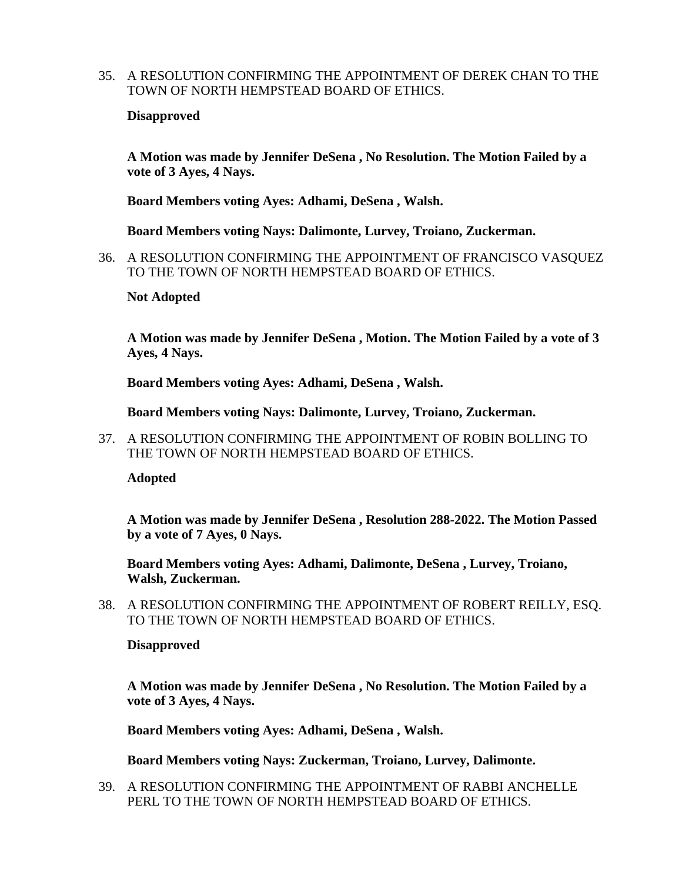35. A RESOLUTION CONFIRMING THE APPOINTMENT OF DEREK CHAN TO THE TOWN OF NORTH HEMPSTEAD BOARD OF ETHICS.

    **Disapproved**

    **A Motion was made by Jennifer DeSena , No Resolution. The Motion Failed by a vote of 3 Ayes, 4 Nays.**

    **Board Members voting Ayes: Adhami, DeSena , Walsh.**

    **Board Members voting Nays: Dalimonte, Lurvey, Troiano, Zuckerman.**

36. A RESOLUTION CONFIRMING THE APPOINTMENT OF FRANCISCO VASQUEZ TO THE TOWN OF NORTH HEMPSTEAD BOARD OF ETHICS.

    **Not Adopted**

    **A Motion was made by Jennifer DeSena , Motion. The Motion Failed by a vote of 3 Ayes, 4 Nays.**

    **Board Members voting Ayes: Adhami, DeSena , Walsh.**

    **Board Members voting Nays: Dalimonte, Lurvey, Troiano, Zuckerman.**

37. A RESOLUTION CONFIRMING THE APPOINTMENT OF ROBIN BOLLING TO THE TOWN OF NORTH HEMPSTEAD BOARD OF ETHICS.

    **Adopted**

    **A Motion was made by Jennifer DeSena , Resolution 288-2022. The Motion Passed by a vote of 7 Ayes, 0 Nays.**

    **Board Members voting Ayes: Adhami, Dalimonte, DeSena , Lurvey, Troiano, Walsh, Zuckerman.**

38. A RESOLUTION CONFIRMING THE APPOINTMENT OF ROBERT REILLY, ESQ. TO THE TOWN OF NORTH HEMPSTEAD BOARD OF ETHICS.

    **Disapproved**

    **A Motion was made by Jennifer DeSena , No Resolution. The Motion Failed by a vote of 3 Ayes, 4 Nays.**

    **Board Members voting Ayes: Adhami, DeSena , Walsh.**

    **Board Members voting Nays: Zuckerman, Troiano, Lurvey, Dalimonte.**

39. A RESOLUTION CONFIRMING THE APPOINTMENT OF RABBI ANCHELLE PERL TO THE TOWN OF NORTH HEMPSTEAD BOARD OF ETHICS.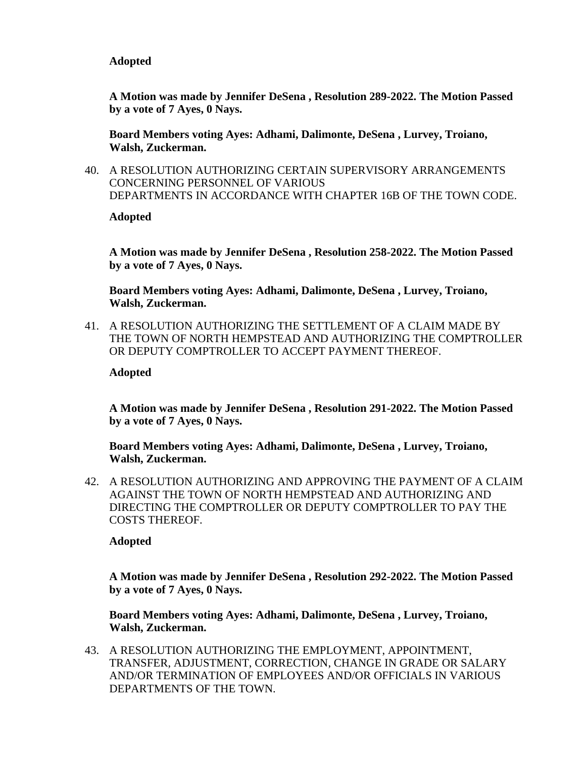**Adopted**

**A Motion was made by Jennifer DeSena , Resolution 289-2022. The Motion Passed by a vote of 7 Ayes, 0 Nays.**

**Board Members voting Ayes: Adhami, Dalimonte, DeSena , Lurvey, Troiano, Walsh, Zuckerman.**

40. A RESOLUTION AUTHORIZING CERTAIN SUPERVISORY ARRANGEMENTS CONCERNING PERSONNEL OF VARIOUS DEPARTMENTS IN ACCORDANCE WITH CHAPTER 16B OF THE TOWN CODE.

    **Adopted**

    **A Motion was made by Jennifer DeSena , Resolution 258-2022. The Motion Passed by a vote of 7 Ayes, 0 Nays.**

    **Board Members voting Ayes: Adhami, Dalimonte, DeSena , Lurvey, Troiano, Walsh, Zuckerman.**

41. A RESOLUTION AUTHORIZING THE SETTLEMENT OF A CLAIM MADE BY THE TOWN OF NORTH HEMPSTEAD AND AUTHORIZING THE COMPTROLLER OR DEPUTY COMPTROLLER TO ACCEPT PAYMENT THEREOF.

    **Adopted**

    **A Motion was made by Jennifer DeSena , Resolution 291-2022. The Motion Passed by a vote of 7 Ayes, 0 Nays.**

    **Board Members voting Ayes: Adhami, Dalimonte, DeSena , Lurvey, Troiano, Walsh, Zuckerman.**

42. A RESOLUTION AUTHORIZING AND APPROVING THE PAYMENT OF A CLAIM AGAINST THE TOWN OF NORTH HEMPSTEAD AND AUTHORIZING AND DIRECTING THE COMPTROLLER OR DEPUTY COMPTROLLER TO PAY THE COSTS THEREOF.

    **Adopted**

    **A Motion was made by Jennifer DeSena , Resolution 292-2022. The Motion Passed by a vote of 7 Ayes, 0 Nays.**

    **Board Members voting Ayes: Adhami, Dalimonte, DeSena , Lurvey, Troiano, Walsh, Zuckerman.**

43. A RESOLUTION AUTHORIZING THE EMPLOYMENT, APPOINTMENT, TRANSFER, ADJUSTMENT, CORRECTION, CHANGE IN GRADE OR SALARY AND/OR TERMINATION OF EMPLOYEES AND/OR OFFICIALS IN VARIOUS DEPARTMENTS OF THE TOWN.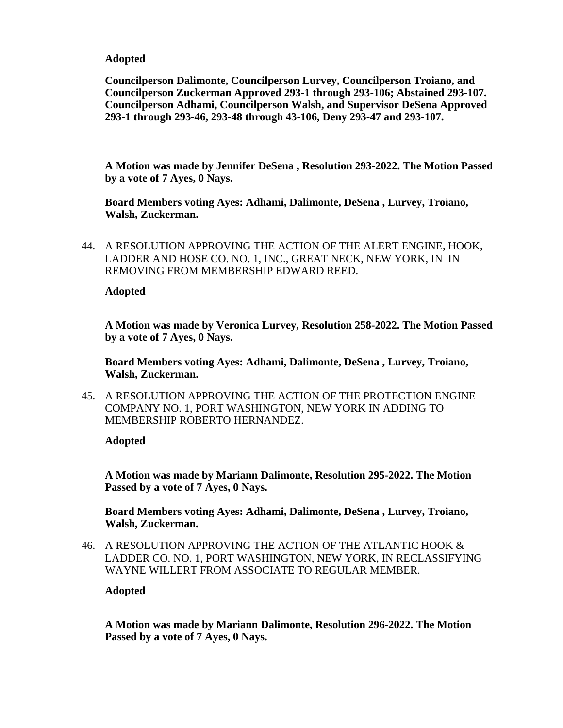**Adopted**

**Councilperson Dalimonte, Councilperson Lurvey, Councilperson Troiano, and Councilperson Zuckerman Approved 293-1 through 293-106; Abstained 293-107. Councilperson Adhami, Councilperson Walsh, and Supervisor DeSena Approved 293-1 through 293-46, 293-48 through 43-106, Deny 293-47 and 293-107.**

**A Motion was made by Jennifer DeSena , Resolution 293-2022. The Motion Passed by a vote of 7 Ayes, 0 Nays.**

**Board Members voting Ayes: Adhami, Dalimonte, DeSena , Lurvey, Troiano, Walsh, Zuckerman.**

44. A RESOLUTION APPROVING THE ACTION OF THE ALERT ENGINE, HOOK, LADDER AND HOSE CO. NO. 1, INC., GREAT NECK, NEW YORK, IN IN REMOVING FROM MEMBERSHIP EDWARD REED.

    **Adopted**

    **A Motion was made by Veronica Lurvey, Resolution 258-2022. The Motion Passed by a vote of 7 Ayes, 0 Nays.**

    **Board Members voting Ayes: Adhami, Dalimonte, DeSena , Lurvey, Troiano, Walsh, Zuckerman.**

45. A RESOLUTION APPROVING THE ACTION OF THE PROTECTION ENGINE COMPANY NO. 1, PORT WASHINGTON, NEW YORK IN ADDING TO MEMBERSHIP ROBERTO HERNANDEZ.

    **Adopted**

    **A Motion was made by Mariann Dalimonte, Resolution 295-2022. The Motion Passed by a vote of 7 Ayes, 0 Nays.**

    **Board Members voting Ayes: Adhami, Dalimonte, DeSena , Lurvey, Troiano, Walsh, Zuckerman.**

46. A RESOLUTION APPROVING THE ACTION OF THE ATLANTIC HOOK & LADDER CO. NO. 1, PORT WASHINGTON, NEW YORK, IN RECLASSIFYING WAYNE WILLERT FROM ASSOCIATE TO REGULAR MEMBER.

    **Adopted**

    **A Motion was made by Mariann Dalimonte, Resolution 296-2022. The Motion Passed by a vote of 7 Ayes, 0 Nays.**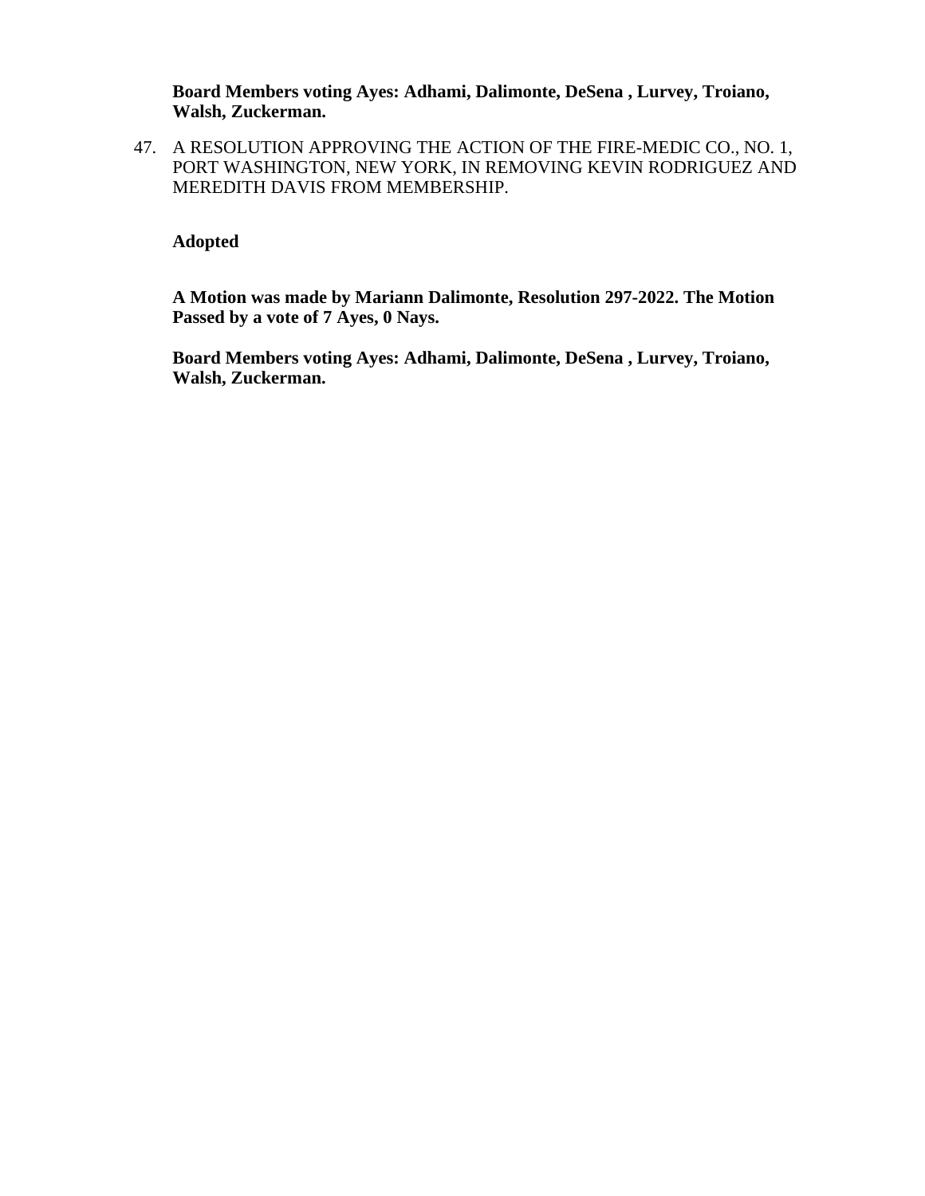**Board Members voting Ayes: Adhami, Dalimonte, DeSena , Lurvey, Troiano, Walsh, Zuckerman.**

47. A RESOLUTION APPROVING THE ACTION OF THE FIRE-MEDIC CO., NO. 1, PORT WASHINGTON, NEW YORK, IN REMOVING KEVIN RODRIGUEZ AND MEREDITH DAVIS FROM MEMBERSHIP.

    **Adopted**

    **A Motion was made by Mariann Dalimonte, Resolution 297-2022. The Motion Passed by a vote of 7 Ayes, 0 Nays.**

    **Board Members voting Ayes: Adhami, Dalimonte, DeSena , Lurvey, Troiano, Walsh, Zuckerman.**